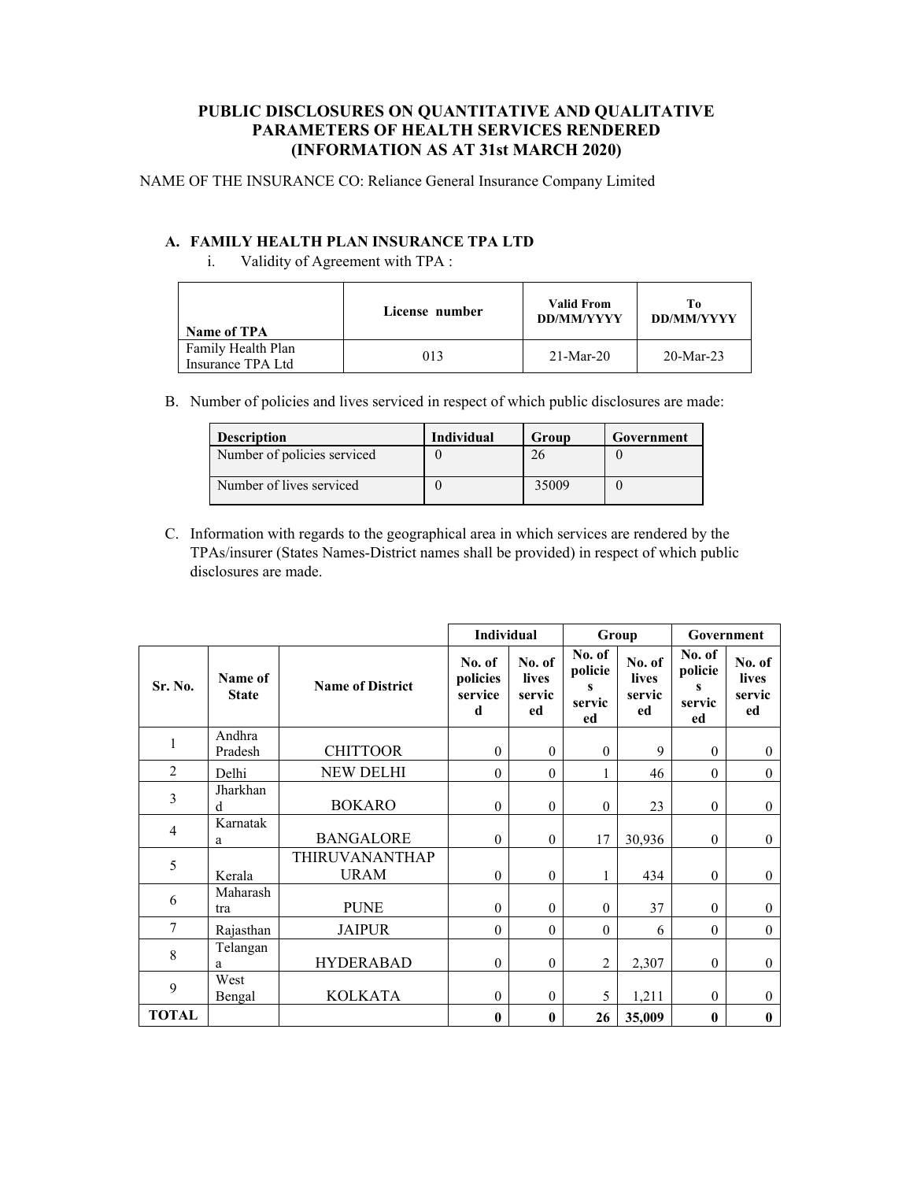# PUBLIC DISCLOSURES ON QUANTITATIVE AND QUALITATIVE PARAMETERS OF HEALTH SERVICES RENDERED (INFORMATION AS AT 31st MARCH 2020)

NAME OF THE INSURANCE CO: Reliance General Insurance Company Limited

## A. FAMILY HEALTH PLAN INSURANCE TPA LTD

i. Validity of Agreement with TPA :

| Name of TPA | License number | Valid From DD/MM/YYYY | To DD/MM/YYYY |
|---|---|---|---|
| Family Health Plan Insurance TPA Ltd | 013 | 21-Mar-20 | 20-Mar-23 |

B. Number of policies and lives serviced in respect of which public disclosures are made:

| Description | Individual | Group | Government |
|---|---|---|---|
| Number of policies serviced | 0 | 26 | 0 |
| Number of lives serviced | 0 | 35009 | 0 |

C. Information with regards to the geographical area in which services are rendered by the TPAs/insurer (States Names-District names shall be provided) in respect of which public disclosures are made.

| | | | Individual | | Group | | Government | |
|---|---|---|---|---|---|---|---|---|
| Sr. No. | Name of State | Name of District | No. of policies serviced | No. of lives serviced | No. of policies serviced | No. of lives serviced | No. of policies serviced | No. of lives serviced |
| 1 | Andhra Pradesh | CHITTOOR | 0 | 0 | 0 | 9 | 0 | 0 |
| 2 | Delhi | NEW DELHI | 0 | 0 | 1 | 46 | 0 | 0 |
| 3 | Jharkhand | BOKARO | 0 | 0 | 0 | 23 | 0 | 0 |
| 4 | Karnataka | BANGALORE | 0 | 0 | 17 | 30,936 | 0 | 0 |
| 5 | Kerala | THIRUVANANTHAPURAM | 0 | 0 | 1 | 434 | 0 | 0 |
| 6 | Maharashtra | PUNE | 0 | 0 | 0 | 37 | 0 | 0 |
| 7 | Rajasthan | JAIPUR | 0 | 0 | 0 | 6 | 0 | 0 |
| 8 | Telangana | HYDERABAD | 0 | 0 | 2 | 2,307 | 0 | 0 |
| 9 | West Bengal | KOLKATA | 0 | 0 | 5 | 1,211 | 0 | 0 |
| **TOTAL** | | | **0** | **0** | **26** | **35,009** | **0** | **0** |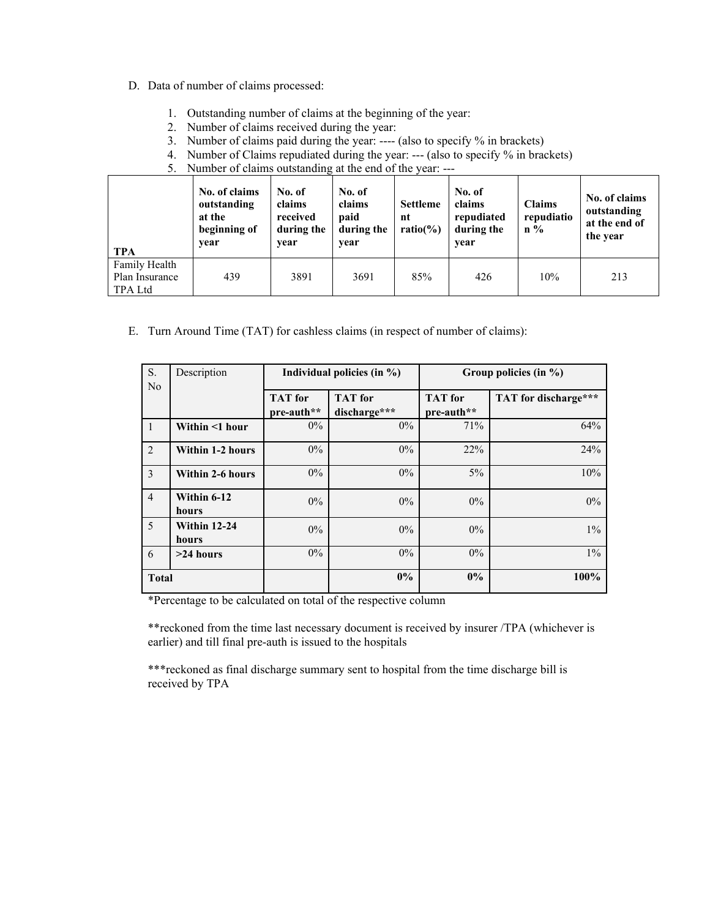D. Data of number of claims processed:

1. Outstanding number of claims at the beginning of the year:
2. Number of claims received during the year:
3. Number of claims paid during the year: ---- (also to specify % in brackets)
4. Number of Claims repudiated during the year: --- (also to specify % in brackets)
5. Number of claims outstanding at the end of the year: ---

| TPA | No. of claims outstanding at the beginning of year | No. of claims received during the year | No. of claims paid during the year | Settlement ratio(%) | No. of claims repudiated during the year | Claims repudiation % | No. of claims outstanding at the end of the year |
|---|---|---|---|---|---|---|---|
| Family Health Plan Insurance TPA Ltd | 439 | 3891 | 3691 | 85% | 426 | 10% | 213 |

E. Turn Around Time (TAT) for cashless claims (in respect of number of claims):

| S. No | Description | Individual policies (in %) | | Group policies (in %) | |
|---|---|---|---|---|---|
| | | TAT for pre-auth** | TAT for discharge*** | TAT for pre-auth** | TAT for discharge*** |
| 1 | **Within <1 hour** | 0% | 0% | 71% | 64% |
| 2 | **Within 1-2 hours** | 0% | 0% | 22% | 24% |
| 3 | **Within 2-6 hours** | 0% | 0% | 5% | 10% |
| 4 | **Within 6-12 hours** | 0% | 0% | 0% | 0% |
| 5 | **Within 12-24 hours** | 0% | 0% | 0% | 1% |
| 6 | **>24 hours** | 0% | 0% | 0% | 1% |
| **Total** | | | **0%** | **0%** | **100%** |

*Percentage to be calculated on total of the respective column

**reckoned from the time last necessary document is received by insurer /TPA (whichever is earlier) and till final pre-auth is issued to the hospitals

***reckoned as final discharge summary sent to hospital from the time discharge bill is received by TPA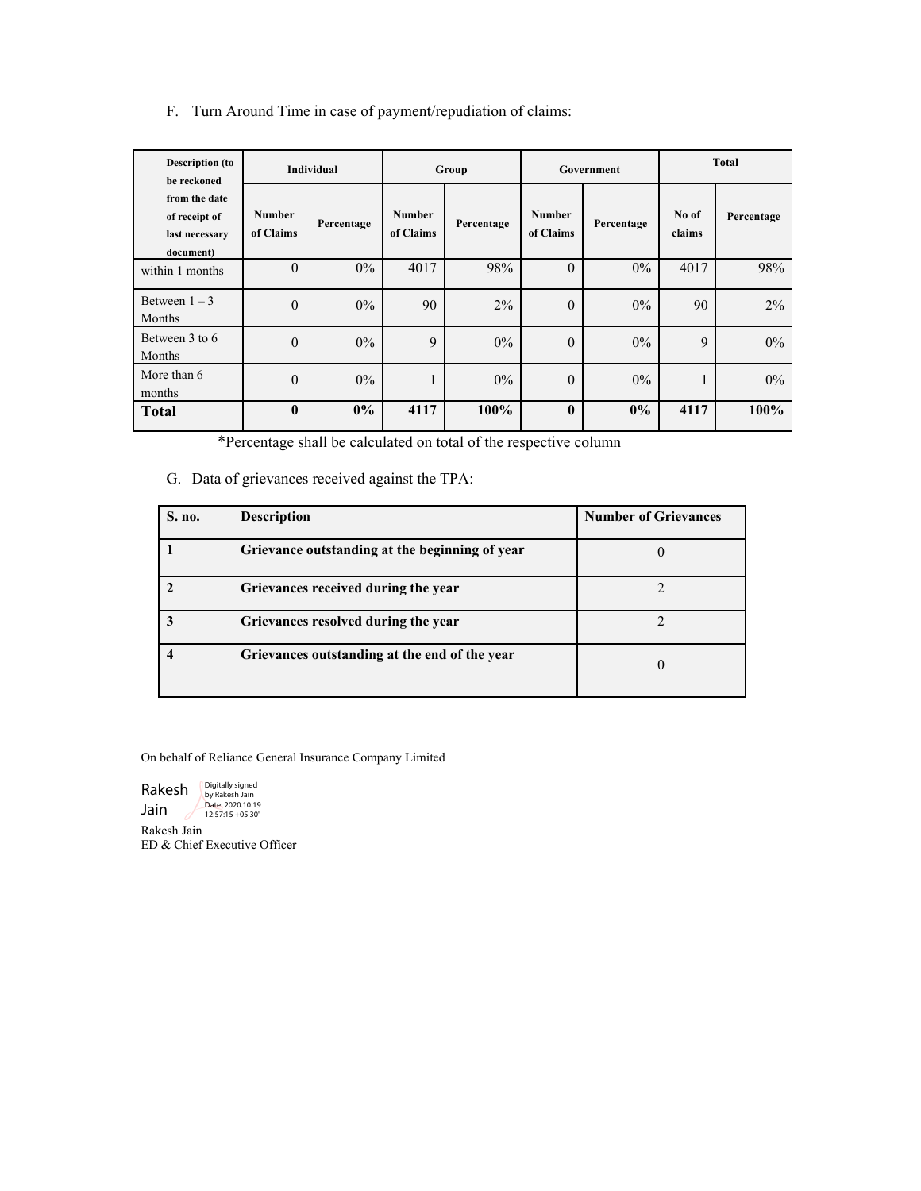F. Turn Around Time in case of payment/repudiation of claims:

| Description (to be reckoned from the date of receipt of last necessary document) | Individual | | Group | | Government | | Total | |
|---|---|---|---|---|---|---|---|---|
| | Number of Claims | Percentage | Number of Claims | Percentage | Number of Claims | Percentage | No of claims | Percentage |
| within 1 months | 0 | 0% | 4017 | 98% | 0 | 0% | 4017 | 98% |
| Between 1 – 3 Months | 0 | 0% | 90 | 2% | 0 | 0% | 90 | 2% |
| Between 3 to 6 Months | 0 | 0% | 9 | 0% | 0 | 0% | 9 | 0% |
| More than 6 months | 0 | 0% | 1 | 0% | 0 | 0% | 1 | 0% |
| **Total** | **0** | **0%** | **4117** | **100%** | **0** | **0%** | **4117** | **100%** |

*Percentage shall be calculated on total of the respective column

G. Data of grievances received against the TPA:

| S. no. | Description | Number of Grievances |
|---|---|---|
| **1** | **Grievance outstanding at the beginning of year** | 0 |
| **2** | **Grievances received during the year** | 2 |
| **3** | **Grievances resolved during the year** | 2 |
| **4** | **Grievances outstanding at the end of the year** | 0 |

On behalf of Reliance General Insurance Company Limited

Rakesh Jain
Digitally signed by Rakesh Jain
Date: 2020.10.19 12:57:15 +05'30'

Rakesh Jain
ED & Chief Executive Officer